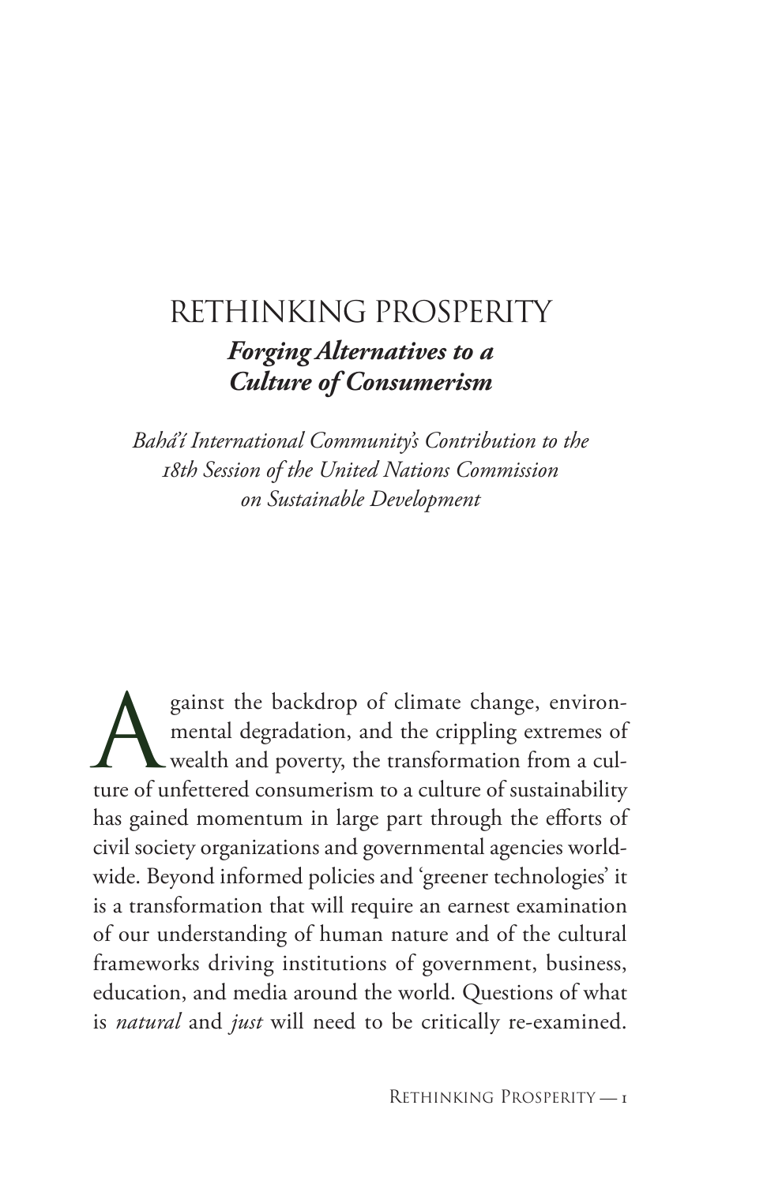# RETHINKING PROSPERITY

## *Forging Alternatives to a Culture of Consumerism*

*Bahá'í International Community's Contribution to the 18th Session of the United Nations Commission on Sustainable Development*

Against the backdrop of climate change, environmental degradation, and the crippling extremes of wealth and poverty, the transformation from a culture of unfettered consumerism to a culture of sustainability has gained momentum in large part through the efforts of civil society organizations and governmental agencies worldwide. Beyond informed policies and 'greener technologies' it is a transformation that will require an earnest examination of our understanding of human nature and of the cultural frameworks driving institutions of government, business, education, and media around the world. Questions of what is *natural* and *just* will need to be critically re-examined.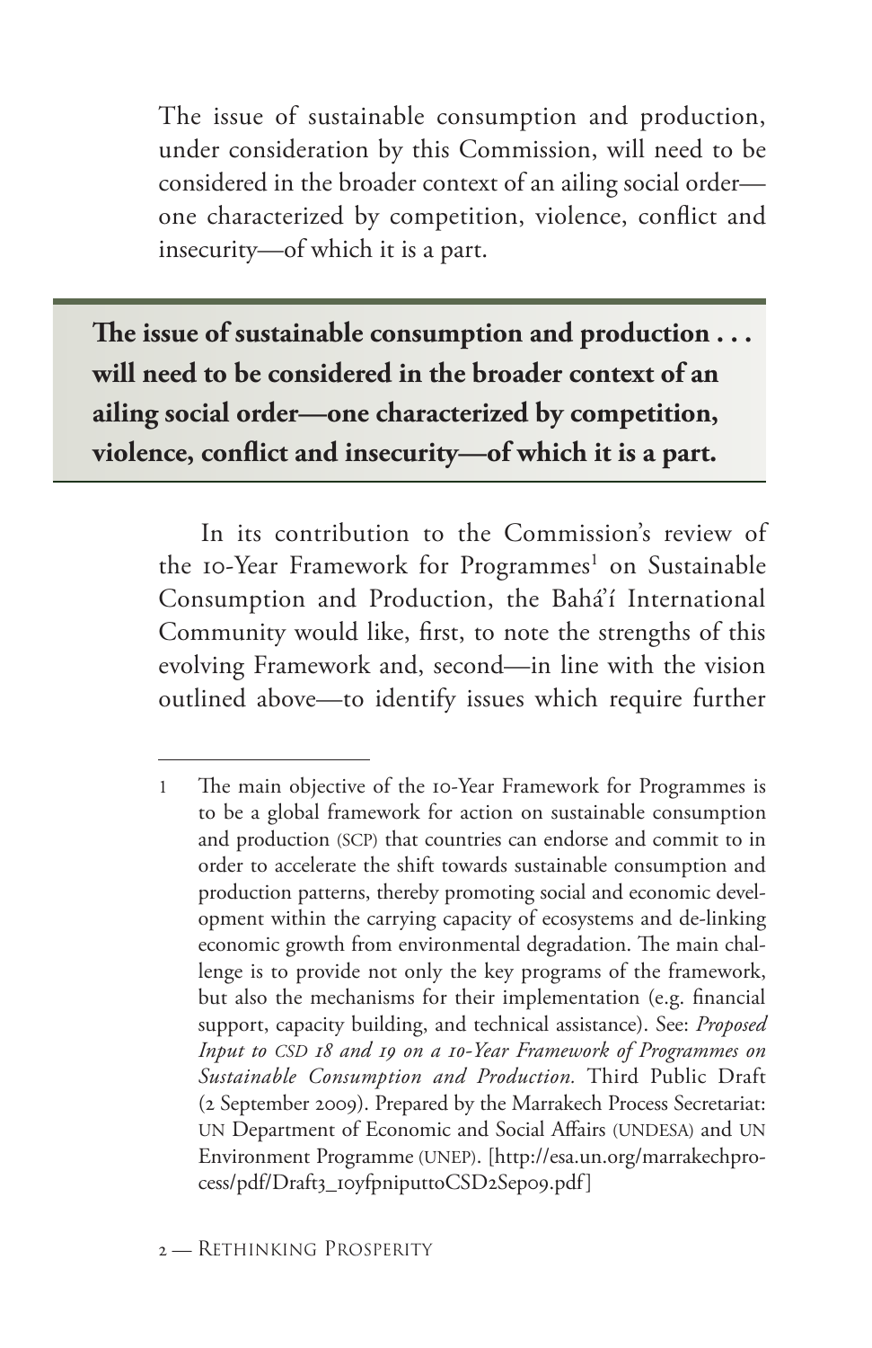The issue of sustainable consumption and production, under consideration by this Commission, will need to be considered in the broader context of an ailing social order—one characterized by competition, violence, conflict and insecurity—of which it is a part.

> **The issue of sustainable consumption and production . . . will need to be considered in the broader context of an ailing social order—one characterized by competition, violence, conflict and insecurity—of which it is a part.**

In its contribution to the Commission's review of the 10-Year Framework for Programmes[1] on Sustainable Consumption and Production, the Bahá'í International Community would like, first, to note the strengths of this evolving Framework and, second—in line with the vision outlined above—to identify issues which require further

---

1 The main objective of the 10-Year Framework for Programmes is to be a global framework for action on sustainable consumption and production (SCP) that countries can endorse and commit to in order to accelerate the shift towards sustainable consumption and production patterns, thereby promoting social and economic development within the carrying capacity of ecosystems and de-linking economic growth from environmental degradation. The main challenge is to provide not only the key programs of the framework, but also the mechanisms for their implementation (e.g. financial support, capacity building, and technical assistance). See: *Proposed Input to CSD 18 and 19 on a 10-Year Framework of Programmes on Sustainable Consumption and Production.* Third Public Draft (2 September 2009). Prepared by the Marrakech Process Secretariat: UN Department of Economic and Social Affairs (UNDESA) and UN Environment Programme (UNEP). [http://esa.un.org/marrakechprocess/pdf/Draft3_10yfpniputtoCSD2Sep09.pdf]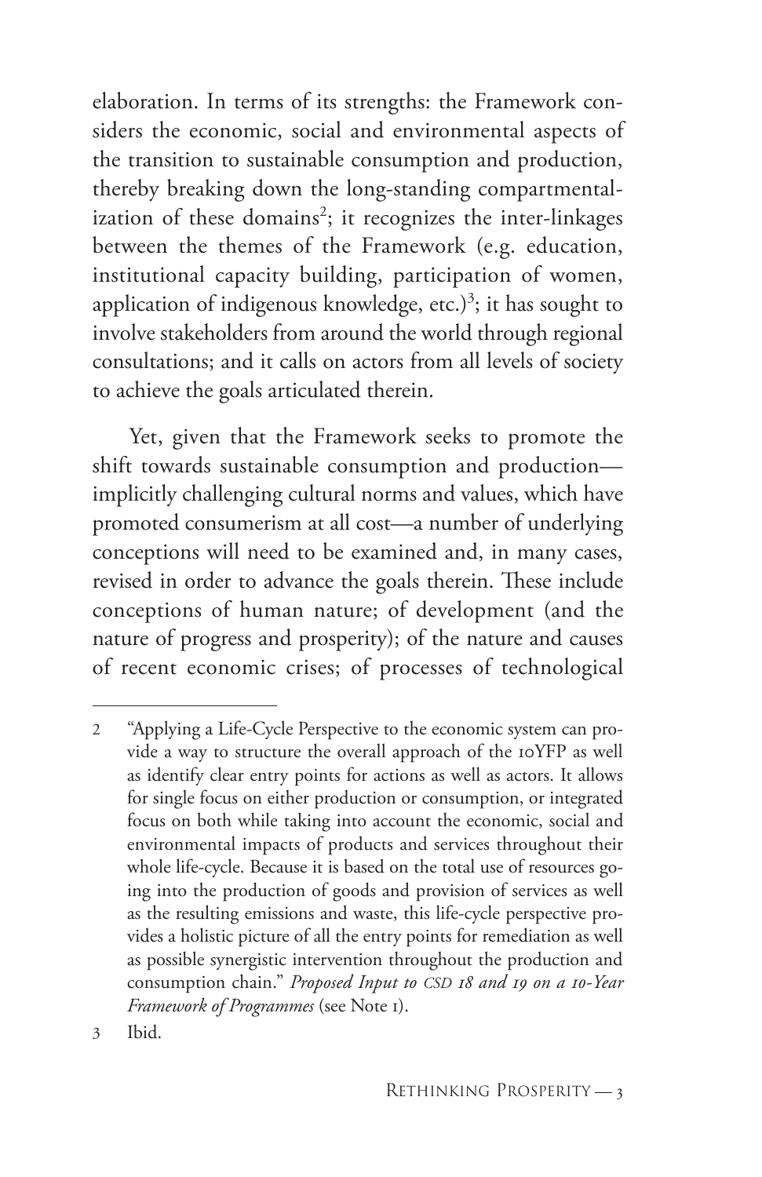elaboration. In terms of its strengths: the Framework considers the economic, social and environmental aspects of the transition to sustainable consumption and production, thereby breaking down the long-standing compartmentalization of these domains[2]; it recognizes the inter-linkages between the themes of the Framework (e.g. education, institutional capacity building, participation of women, application of indigenous knowledge, etc.)[3]; it has sought to involve stakeholders from around the world through regional consultations; and it calls on actors from all levels of society to achieve the goals articulated therein.

Yet, given that the Framework seeks to promote the shift towards sustainable consumption and production—implicitly challenging cultural norms and values, which have promoted consumerism at all cost—a number of underlying conceptions will need to be examined and, in many cases, revised in order to advance the goals therein. These include conceptions of human nature; of development (and the nature of progress and prosperity); of the nature and causes of recent economic crises; of processes of technological

---

2 "Applying a Life-Cycle Perspective to the economic system can provide a way to structure the overall approach of the 10YFP as well as identify clear entry points for actions as well as actors. It allows for single focus on either production or consumption, or integrated focus on both while taking into account the economic, social and environmental impacts of products and services throughout their whole life-cycle. Because it is based on the total use of resources going into the production of goods and provision of services as well as the resulting emissions and waste, this life-cycle perspective provides a holistic picture of all the entry points for remediation as well as possible synergistic intervention throughout the production and consumption chain." *Proposed Input to CSD 18 and 19 on a 10-Year Framework of Programmes* (see Note 1).

3 Ibid.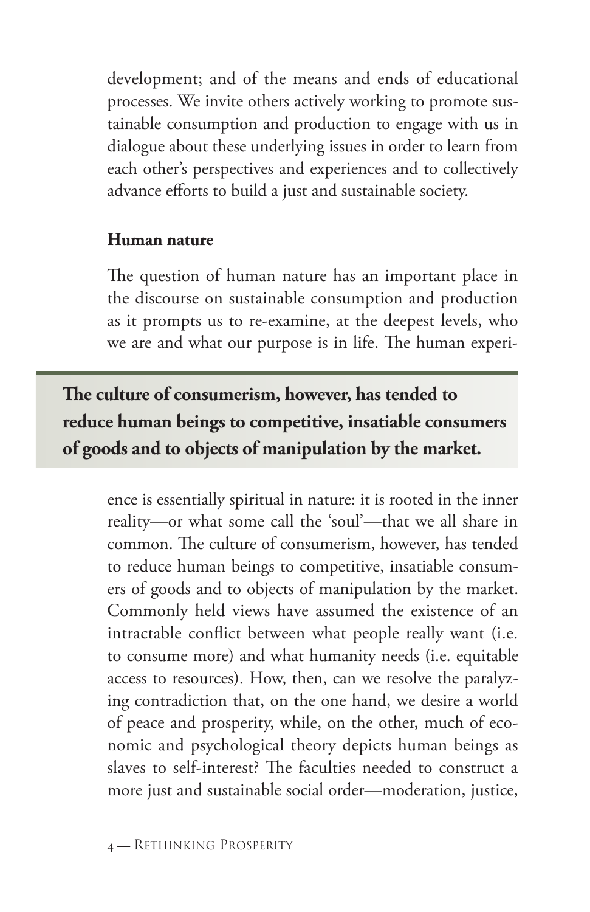development; and of the means and ends of educational processes. We invite others actively working to promote sustainable consumption and production to engage with us in dialogue about these underlying issues in order to learn from each other's perspectives and experiences and to collectively advance efforts to build a just and sustainable society.

**Human nature**

The question of human nature has an important place in the discourse on sustainable consumption and production as it prompts us to re-examine, at the deepest levels, who we are and what our purpose is in life. The human experience is essentially spiritual in nature: it is rooted in the inner reality—or what some call the 'soul'—that we all share in common. The culture of consumerism, however, has tended to reduce human beings to competitive, insatiable consumers of goods and to objects of manipulation by the market. Commonly held views have assumed the existence of an intractable conflict between what people really want (i.e. to consume more) and what humanity needs (i.e. equitable access to resources). How, then, can we resolve the paralyzing contradiction that, on the one hand, we desire a world of peace and prosperity, while, on the other, much of economic and psychological theory depicts human beings as slaves to self-interest? The faculties needed to construct a more just and sustainable social order—moderation, justice,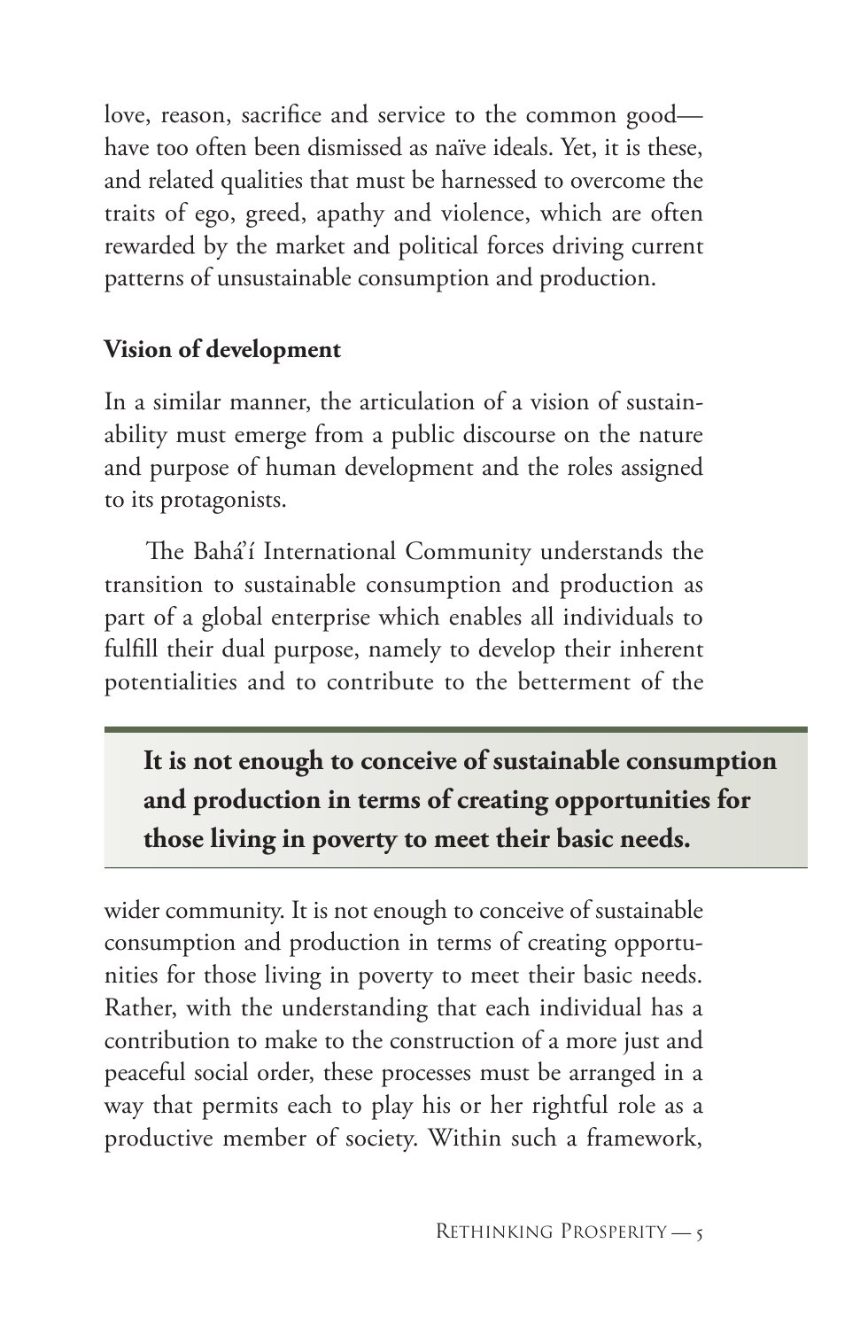love, reason, sacrifice and service to the common good—have too often been dismissed as naïve ideals. Yet, it is these, and related qualities that must be harnessed to overcome the traits of ego, greed, apathy and violence, which are often rewarded by the market and political forces driving current patterns of unsustainable consumption and production.

### Vision of development

In a similar manner, the articulation of a vision of sustainability must emerge from a public discourse on the nature and purpose of human development and the roles assigned to its protagonists.

The Bahá'í International Community understands the transition to sustainable consumption and production as part of a global enterprise which enables all individuals to fulfill their dual purpose, namely to develop their inherent potentialities and to contribute to the betterment of the wider community. It is not enough to conceive of sustainable consumption and production in terms of creating opportunities for those living in poverty to meet their basic needs. Rather, with the understanding that each individual has a contribution to make to the construction of a more just and peaceful social order, these processes must be arranged in a way that permits each to play his or her rightful role as a productive member of society. Within such a framework,

> **It is not enough to conceive of sustainable consumption and production in terms of creating opportunities for those living in poverty to meet their basic needs.**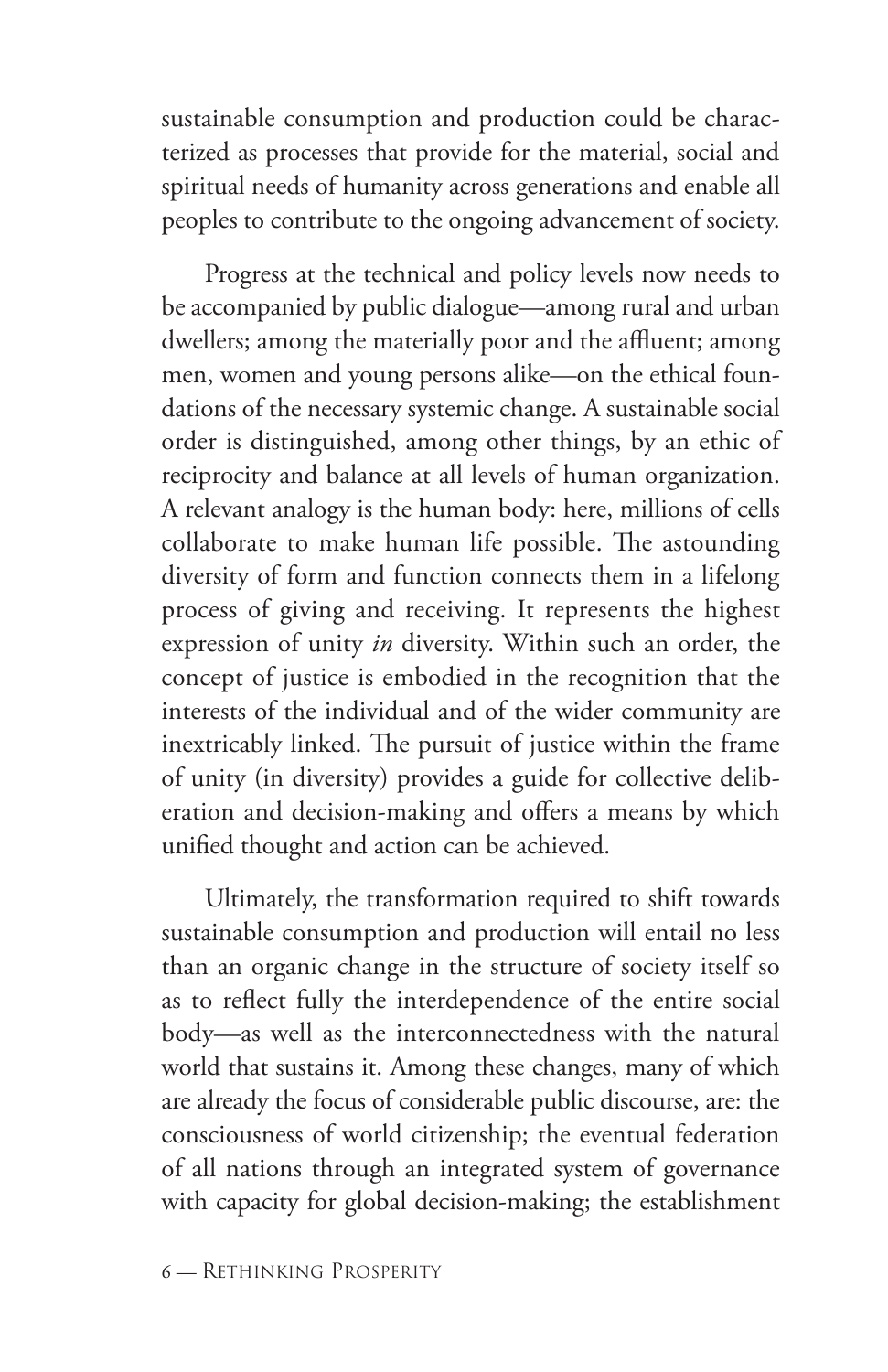sustainable consumption and production could be characterized as processes that provide for the material, social and spiritual needs of humanity across generations and enable all peoples to contribute to the ongoing advancement of society.

Progress at the technical and policy levels now needs to be accompanied by public dialogue—among rural and urban dwellers; among the materially poor and the affluent; among men, women and young persons alike—on the ethical foundations of the necessary systemic change. A sustainable social order is distinguished, among other things, by an ethic of reciprocity and balance at all levels of human organization. A relevant analogy is the human body: here, millions of cells collaborate to make human life possible. The astounding diversity of form and function connects them in a lifelong process of giving and receiving. It represents the highest expression of unity *in* diversity. Within such an order, the concept of justice is embodied in the recognition that the interests of the individual and of the wider community are inextricably linked. The pursuit of justice within the frame of unity (in diversity) provides a guide for collective deliberation and decision-making and offers a means by which unified thought and action can be achieved.

Ultimately, the transformation required to shift towards sustainable consumption and production will entail no less than an organic change in the structure of society itself so as to reflect fully the interdependence of the entire social body—as well as the interconnectedness with the natural world that sustains it. Among these changes, many of which are already the focus of considerable public discourse, are: the consciousness of world citizenship; the eventual federation of all nations through an integrated system of governance with capacity for global decision-making; the establishment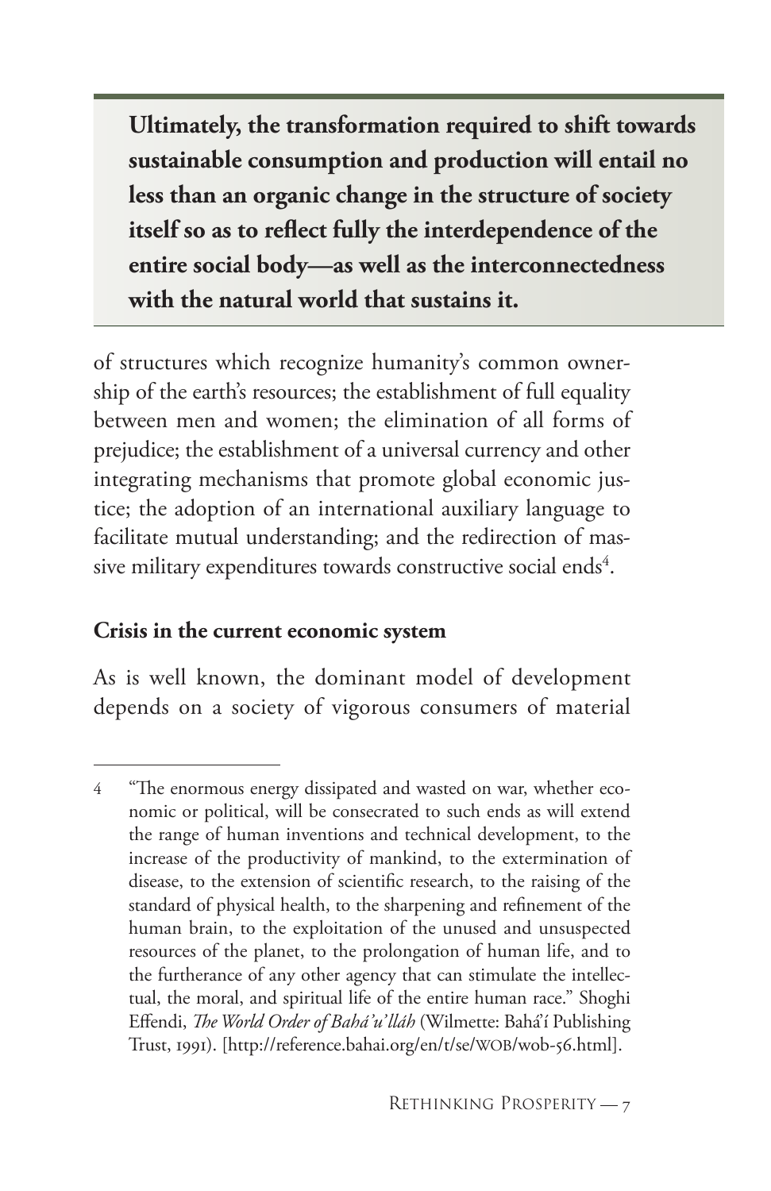> **Ultimately, the transformation required to shift towards sustainable consumption and production will entail no less than an organic change in the structure of society itself so as to reflect fully the interdependence of the entire social body—as well as the interconnectedness with the natural world that sustains it.**

of structures which recognize humanity's common ownership of the earth's resources; the establishment of full equality between men and women; the elimination of all forms of prejudice; the establishment of a universal currency and other integrating mechanisms that promote global economic justice; the adoption of an international auxiliary language to facilitate mutual understanding; and the redirection of massive military expenditures towards constructive social ends[4].

**Crisis in the current economic system**

As is well known, the dominant model of development depends on a society of vigorous consumers of material

---

4 "The enormous energy dissipated and wasted on war, whether economic or political, will be consecrated to such ends as will extend the range of human inventions and technical development, to the increase of the productivity of mankind, to the extermination of disease, to the extension of scientific research, to the raising of the standard of physical health, to the sharpening and refinement of the human brain, to the exploitation of the unused and unsuspected resources of the planet, to the prolongation of human life, and to the furtherance of any other agency that can stimulate the intellectual, the moral, and spiritual life of the entire human race." Shoghi Effendi, *The World Order of Bahá'u'lláh* (Wilmette: Bahá'í Publishing Trust, 1991). [http://reference.bahai.org/en/t/se/WOB/wob-56.html].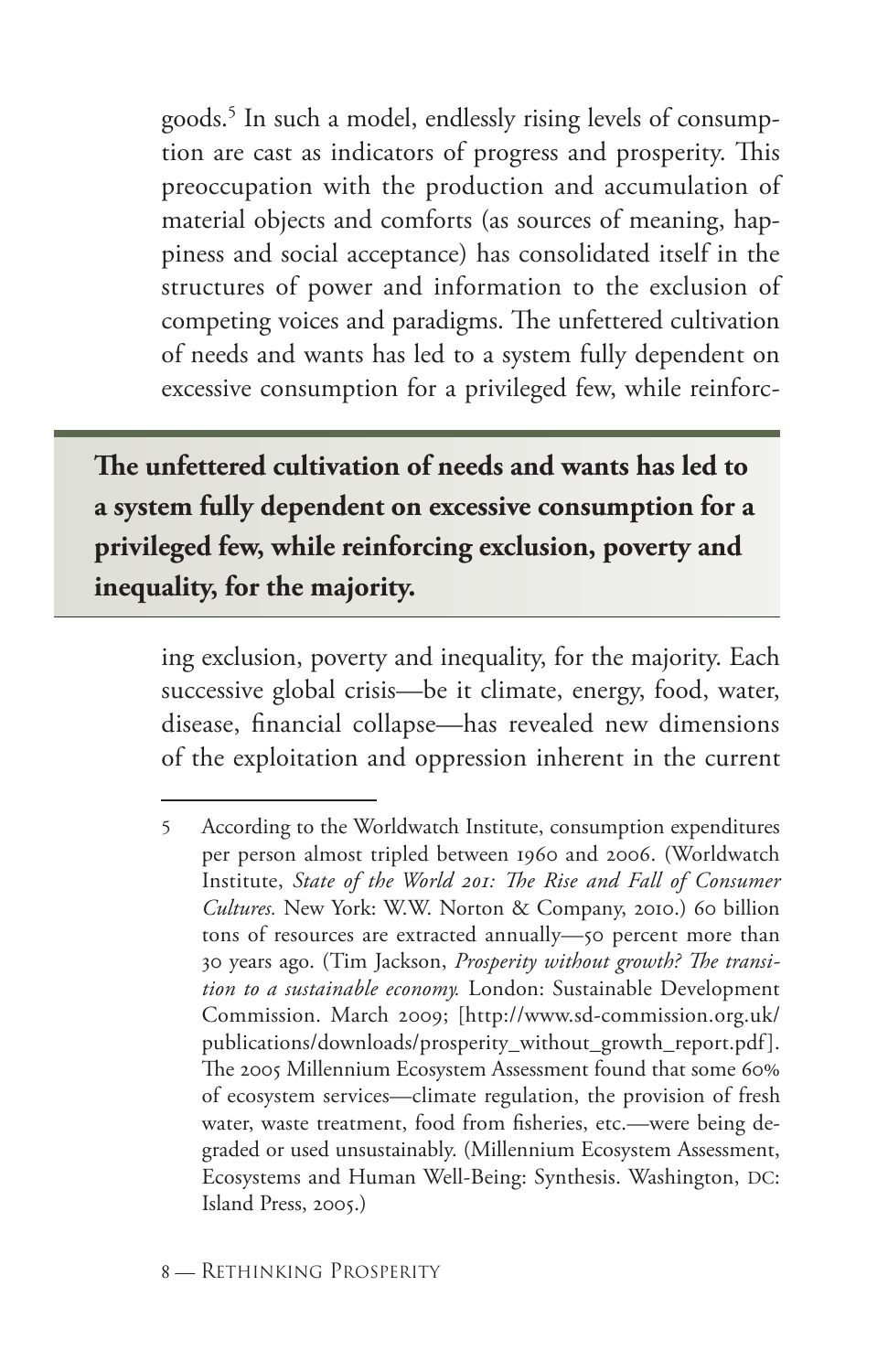goods.[5] In such a model, endlessly rising levels of consumption are cast as indicators of progress and prosperity. This preoccupation with the production and accumulation of material objects and comforts (as sources of meaning, happiness and social acceptance) has consolidated itself in the structures of power and information to the exclusion of competing voices and paradigms. The unfettered cultivation of needs and wants has led to a system fully dependent on excessive consumption for a privileged few, while reinforcing exclusion, poverty and inequality, for the majority. Each successive global crisis—be it climate, energy, food, water, disease, financial collapse—has revealed new dimensions of the exploitation and oppression inherent in the current

> **The unfettered cultivation of needs and wants has led to a system fully dependent on excessive consumption for a privileged few, while reinforcing exclusion, poverty and inequality, for the majority.**

---

5 According to the Worldwatch Institute, consumption expenditures per person almost tripled between 1960 and 2006. (Worldwatch Institute, *State of the World 201: The Rise and Fall of Consumer Cultures.* New York: W.W. Norton & Company, 2010.) 60 billion tons of resources are extracted annually—50 percent more than 30 years ago. (Tim Jackson, *Prosperity without growth? The transition to a sustainable economy.* London: Sustainable Development Commission. March 2009; [http://www.sd-commission.org.uk/publications/downloads/prosperity_without_growth_report.pdf]. The 2005 Millennium Ecosystem Assessment found that some 60% of ecosystem services—climate regulation, the provision of fresh water, waste treatment, food from fisheries, etc.—were being degraded or used unsustainably. (Millennium Ecosystem Assessment, Ecosystems and Human Well-Being: Synthesis. Washington, DC: Island Press, 2005.)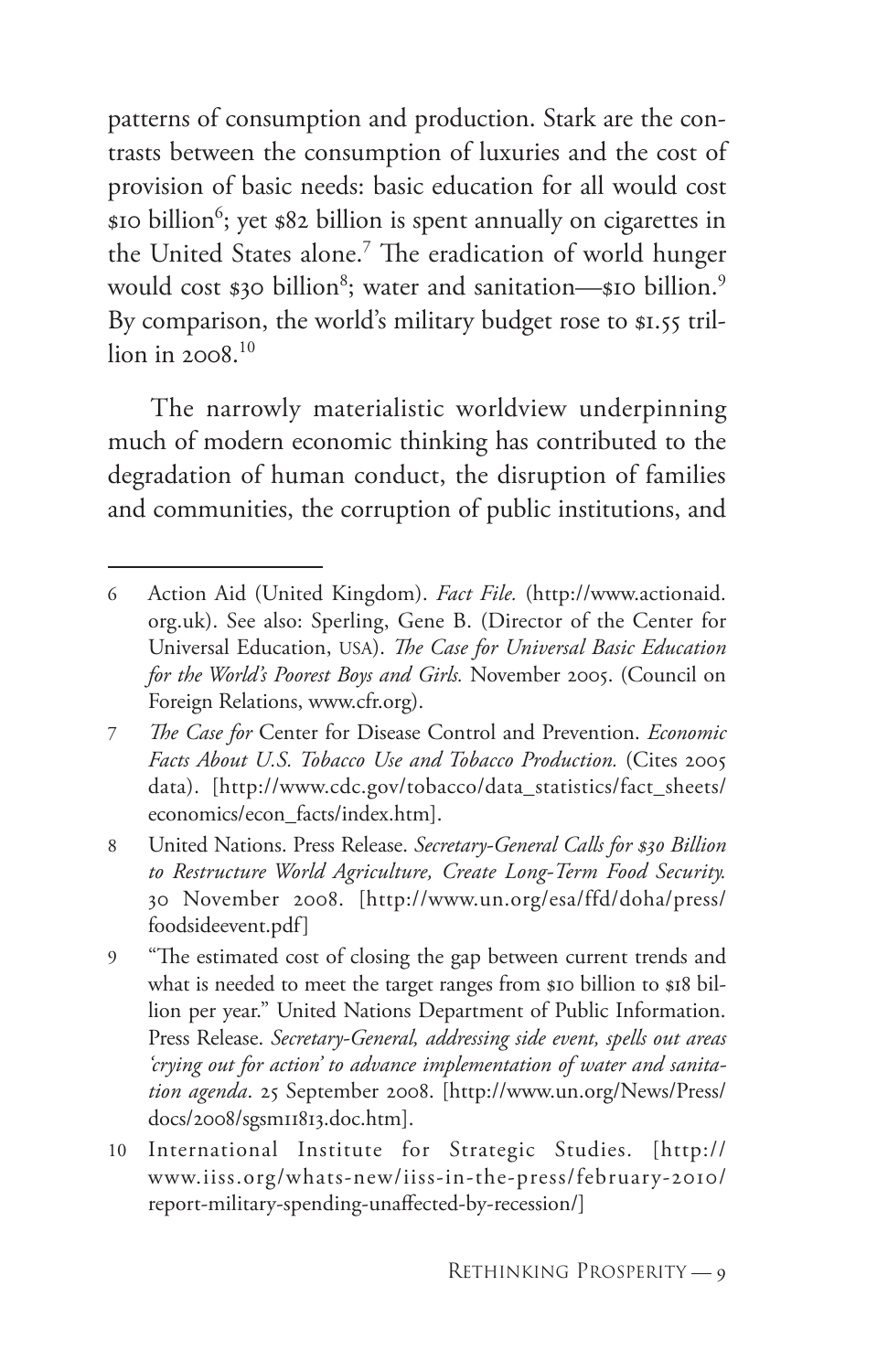patterns of consumption and production. Stark are the contrasts between the consumption of luxuries and the cost of provision of basic needs: basic education for all would cost $10 billion[6]; yet $82 billion is spent annually on cigarettes in the United States alone.[7] The eradication of world hunger would cost $30 billion[8]; water and sanitation—$10 billion.[9] By comparison, the world's military budget rose to $1.55 trillion in 2008.[10]

The narrowly materialistic worldview underpinning much of modern economic thinking has contributed to the degradation of human conduct, the disruption of families and communities, the corruption of public institutions, and

---

6 Action Aid (United Kingdom). *Fact File.* (http://www.actionaid.org.uk). See also: Sperling, Gene B. (Director of the Center for Universal Education, USA). *The Case for Universal Basic Education for the World's Poorest Boys and Girls.* November 2005. (Council on Foreign Relations, www.cfr.org).

7 *The Case for* Center for Disease Control and Prevention. *Economic Facts About U.S. Tobacco Use and Tobacco Production.* (Cites 2005 data). [http://www.cdc.gov/tobacco/data_statistics/fact_sheets/economics/econ_facts/index.htm].

8 United Nations. Press Release. *Secretary-General Calls for $30 Billion to Restructure World Agriculture, Create Long-Term Food Security.* 30 November 2008. [http://www.un.org/esa/ffd/doha/press/foodsideevent.pdf]

9 "The estimated cost of closing the gap between current trends and what is needed to meet the target ranges from $10 billion to $18 billion per year." United Nations Department of Public Information. Press Release. *Secretary-General, addressing side event, spells out areas 'crying out for action' to advance implementation of water and sanitation agenda*. 25 September 2008. [http://www.un.org/News/Press/docs/2008/sgsm11813.doc.htm].

10 International Institute for Strategic Studies. [http://www.iiss.org/whats-new/iiss-in-the-press/february-2010/report-military-spending-unaffected-by-recession/]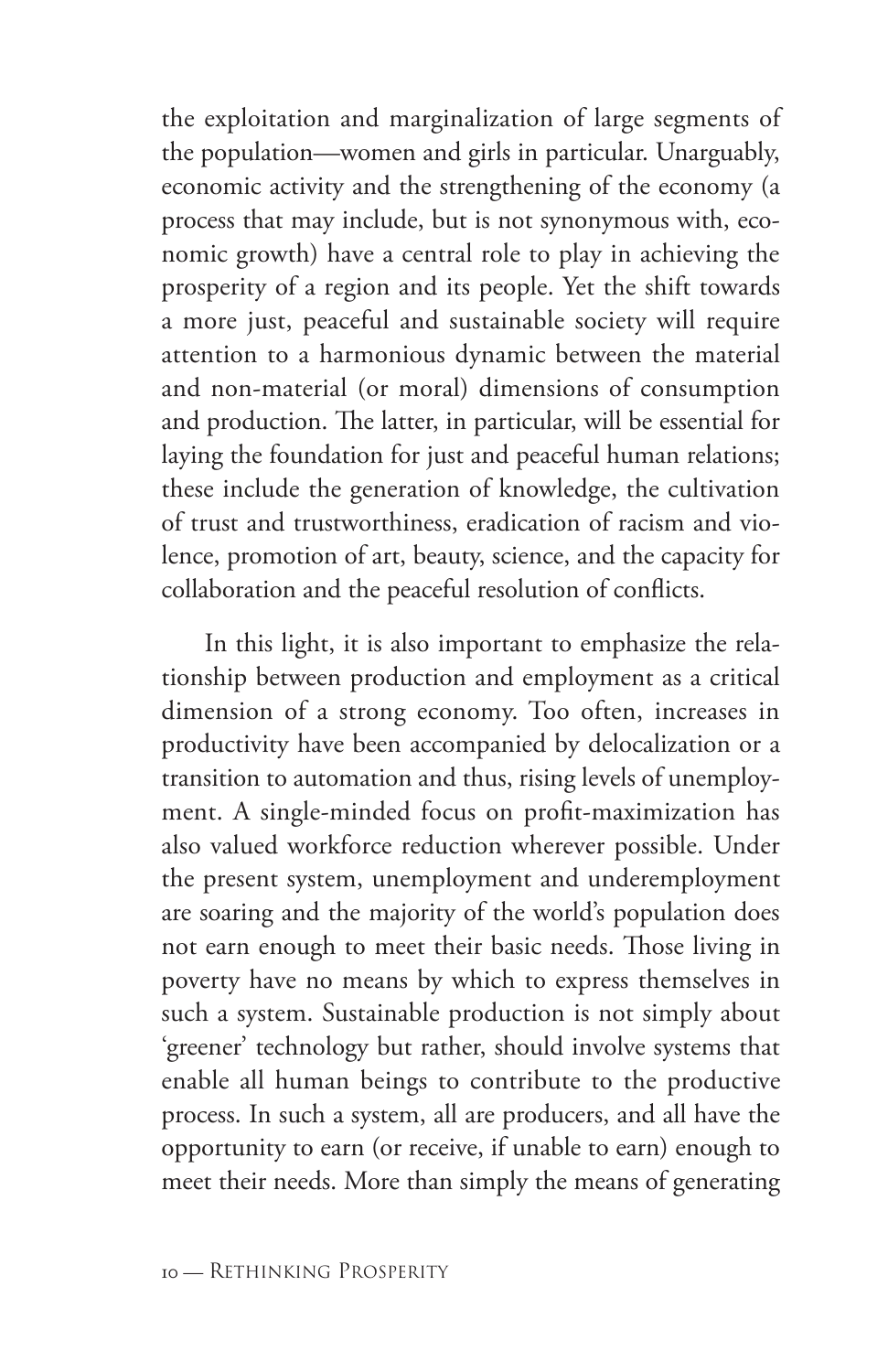the exploitation and marginalization of large segments of the population—women and girls in particular. Unarguably, economic activity and the strengthening of the economy (a process that may include, but is not synonymous with, economic growth) have a central role to play in achieving the prosperity of a region and its people. Yet the shift towards a more just, peaceful and sustainable society will require attention to a harmonious dynamic between the material and non-material (or moral) dimensions of consumption and production. The latter, in particular, will be essential for laying the foundation for just and peaceful human relations; these include the generation of knowledge, the cultivation of trust and trustworthiness, eradication of racism and violence, promotion of art, beauty, science, and the capacity for collaboration and the peaceful resolution of conflicts.

In this light, it is also important to emphasize the relationship between production and employment as a critical dimension of a strong economy. Too often, increases in productivity have been accompanied by delocalization or a transition to automation and thus, rising levels of unemployment. A single-minded focus on profit-maximization has also valued workforce reduction wherever possible. Under the present system, unemployment and underemployment are soaring and the majority of the world's population does not earn enough to meet their basic needs. Those living in poverty have no means by which to express themselves in such a system. Sustainable production is not simply about 'greener' technology but rather, should involve systems that enable all human beings to contribute to the productive process. In such a system, all are producers, and all have the opportunity to earn (or receive, if unable to earn) enough to meet their needs. More than simply the means of generating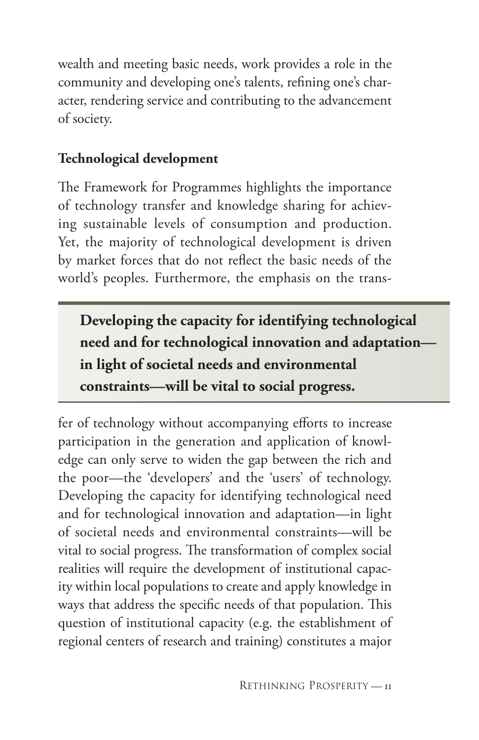wealth and meeting basic needs, work provides a role in the community and developing one's talents, refining one's character, rendering service and contributing to the advancement of society.

### Technological development

The Framework for Programmes highlights the importance of technology transfer and knowledge sharing for achieving sustainable levels of consumption and production. Yet, the majority of technological development is driven by market forces that do not reflect the basic needs of the world's peoples. Furthermore, the emphasis on the transfer of technology without accompanying efforts to increase participation in the generation and application of knowledge can only serve to widen the gap between the rich and the poor—the 'developers' and the 'users' of technology. Developing the capacity for identifying technological need and for technological innovation and adaptation—in light of societal needs and environmental constraints—will be vital to social progress. The transformation of complex social realities will require the development of institutional capacity within local populations to create and apply knowledge in ways that address the specific needs of that population. This question of institutional capacity (e.g. the establishment of regional centers of research and training) constitutes a major

> **Developing the capacity for identifying technological need and for technological innovation and adaptation—in light of societal needs and environmental constraints—will be vital to social progress.**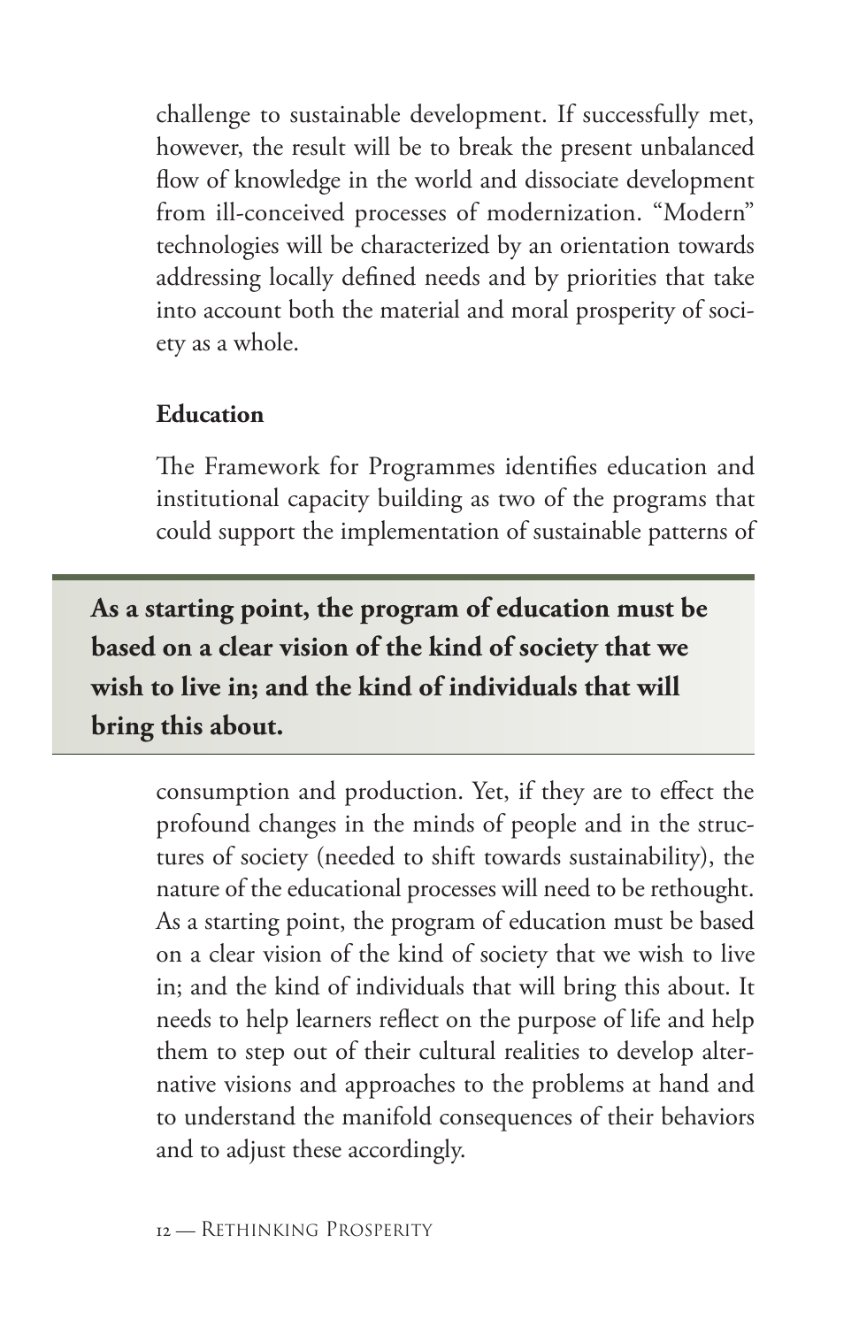challenge to sustainable development. If successfully met, however, the result will be to break the present unbalanced flow of knowledge in the world and dissociate development from ill-conceived processes of modernization. "Modern" technologies will be characterized by an orientation towards addressing locally defined needs and by priorities that take into account both the material and moral prosperity of society as a whole.

### Education

The Framework for Programmes identifies education and institutional capacity building as two of the programs that could support the implementation of sustainable patterns of consumption and production. Yet, if they are to effect the profound changes in the minds of people and in the structures of society (needed to shift towards sustainability), the nature of the educational processes will need to be rethought. As a starting point, the program of education must be based on a clear vision of the kind of society that we wish to live in; and the kind of individuals that will bring this about. It needs to help learners reflect on the purpose of life and help them to step out of their cultural realities to develop alternative visions and approaches to the problems at hand and to understand the manifold consequences of their behaviors and to adjust these accordingly.

> **As a starting point, the program of education must be based on a clear vision of the kind of society that we wish to live in; and the kind of individuals that will bring this about.**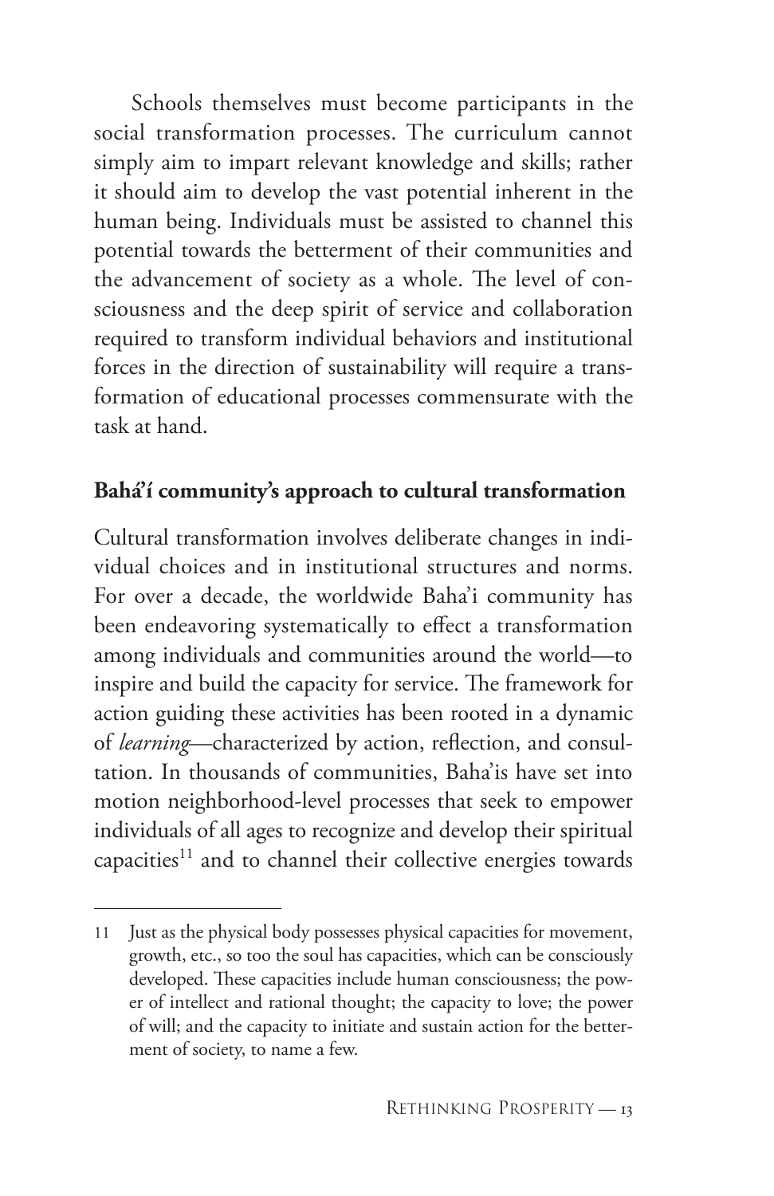Schools themselves must become participants in the social transformation processes. The curriculum cannot simply aim to impart relevant knowledge and skills; rather it should aim to develop the vast potential inherent in the human being. Individuals must be assisted to channel this potential towards the betterment of their communities and the advancement of society as a whole. The level of consciousness and the deep spirit of service and collaboration required to transform individual behaviors and institutional forces in the direction of sustainability will require a transformation of educational processes commensurate with the task at hand.

## Bahá'í community's approach to cultural transformation

Cultural transformation involves deliberate changes in individual choices and in institutional structures and norms. For over a decade, the worldwide Baha'i community has been endeavoring systematically to effect a transformation among individuals and communities around the world—to inspire and build the capacity for service. The framework for action guiding these activities has been rooted in a dynamic of *learning*—characterized by action, reflection, and consultation. In thousands of communities, Baha'is have set into motion neighborhood-level processes that seek to empower individuals of all ages to recognize and develop their spiritual capacities[11] and to channel their collective energies towards

---

11 Just as the physical body possesses physical capacities for movement, growth, etc., so too the soul has capacities, which can be consciously developed. These capacities include human consciousness; the power of intellect and rational thought; the capacity to love; the power of will; and the capacity to initiate and sustain action for the betterment of society, to name a few.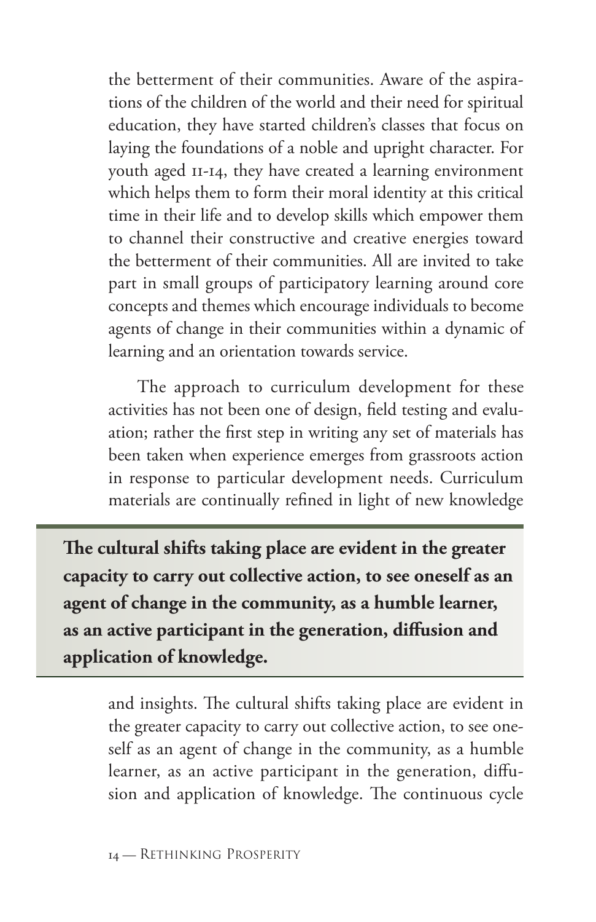the betterment of their communities. Aware of the aspirations of the children of the world and their need for spiritual education, they have started children's classes that focus on laying the foundations of a noble and upright character. For youth aged 11-14, they have created a learning environment which helps them to form their moral identity at this critical time in their life and to develop skills which empower them to channel their constructive and creative energies toward the betterment of their communities. All are invited to take part in small groups of participatory learning around core concepts and themes which encourage individuals to become agents of change in their communities within a dynamic of learning and an orientation towards service.

The approach to curriculum development for these activities has not been one of design, field testing and evaluation; rather the first step in writing any set of materials has been taken when experience emerges from grassroots action in response to particular development needs. Curriculum materials are continually refined in light of new knowledge

> **The cultural shifts taking place are evident in the greater capacity to carry out collective action, to see oneself as an agent of change in the community, as a humble learner, as an active participant in the generation, diffusion and application of knowledge.**

and insights. The cultural shifts taking place are evident in the greater capacity to carry out collective action, to see oneself as an agent of change in the community, as a humble learner, as an active participant in the generation, diffusion and application of knowledge. The continuous cycle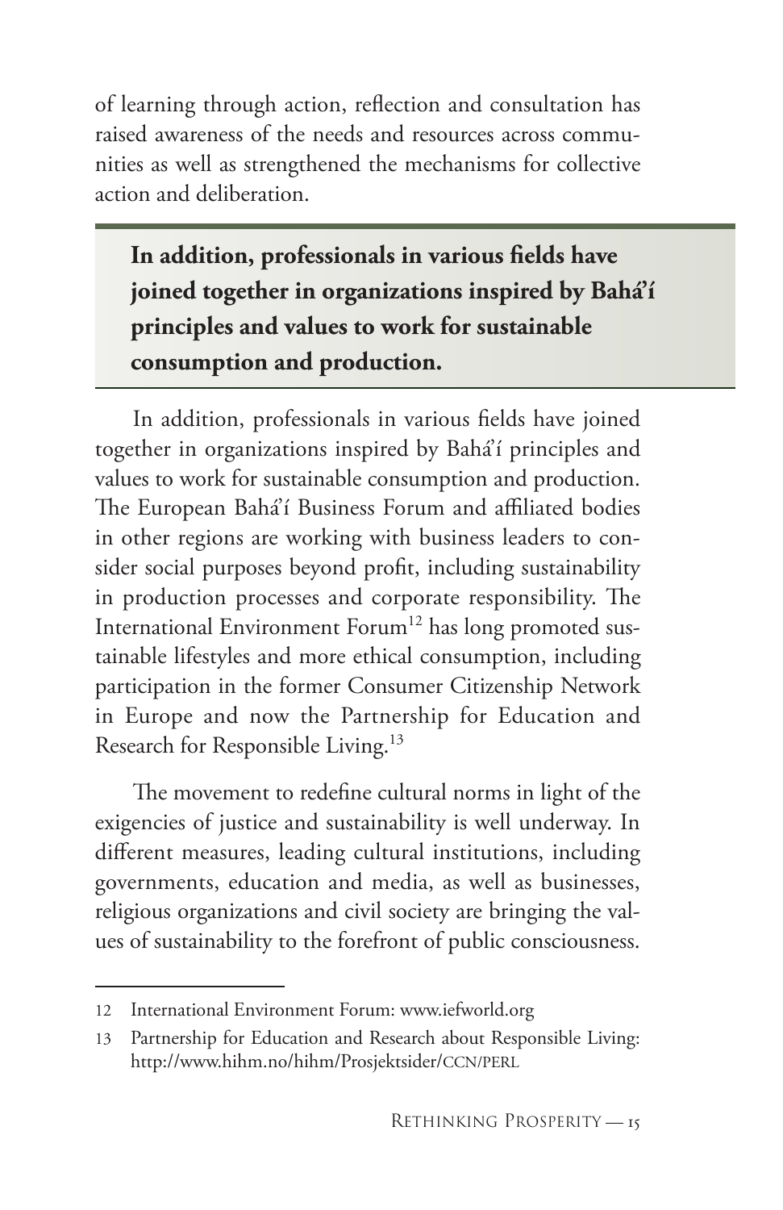of learning through action, reflection and consultation has raised awareness of the needs and resources across communities as well as strengthened the mechanisms for collective action and deliberation.

> **In addition, professionals in various fields have joined together in organizations inspired by Bahá'í principles and values to work for sustainable consumption and production.**

In addition, professionals in various fields have joined together in organizations inspired by Bahá'í principles and values to work for sustainable consumption and production. The European Bahá'í Business Forum and affiliated bodies in other regions are working with business leaders to consider social purposes beyond profit, including sustainability in production processes and corporate responsibility. The International Environment Forum[12] has long promoted sustainable lifestyles and more ethical consumption, including participation in the former Consumer Citizenship Network in Europe and now the Partnership for Education and Research for Responsible Living.[13]

The movement to redefine cultural norms in light of the exigencies of justice and sustainability is well underway. In different measures, leading cultural institutions, including governments, education and media, as well as businesses, religious organizations and civil society are bringing the values of sustainability to the forefront of public consciousness.

---

12 International Environment Forum: www.iefworld.org

13 Partnership for Education and Research about Responsible Living: http://www.hihm.no/hihm/Prosjektsider/CCN/PERL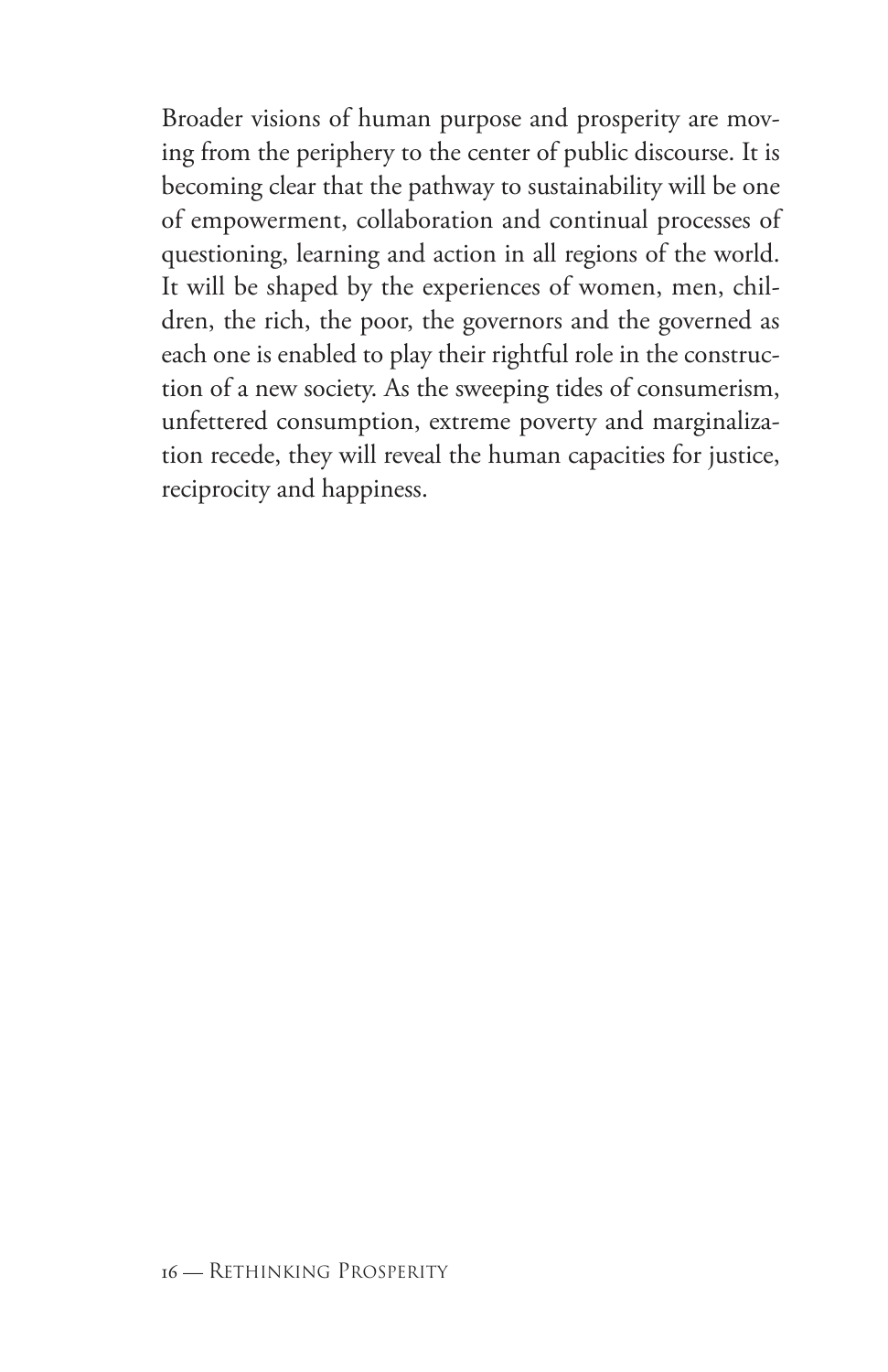Broader visions of human purpose and prosperity are moving from the periphery to the center of public discourse. It is becoming clear that the pathway to sustainability will be one of empowerment, collaboration and continual processes of questioning, learning and action in all regions of the world. It will be shaped by the experiences of women, men, children, the rich, the poor, the governors and the governed as each one is enabled to play their rightful role in the construction of a new society. As the sweeping tides of consumerism, unfettered consumption, extreme poverty and marginalization recede, they will reveal the human capacities for justice, reciprocity and happiness.